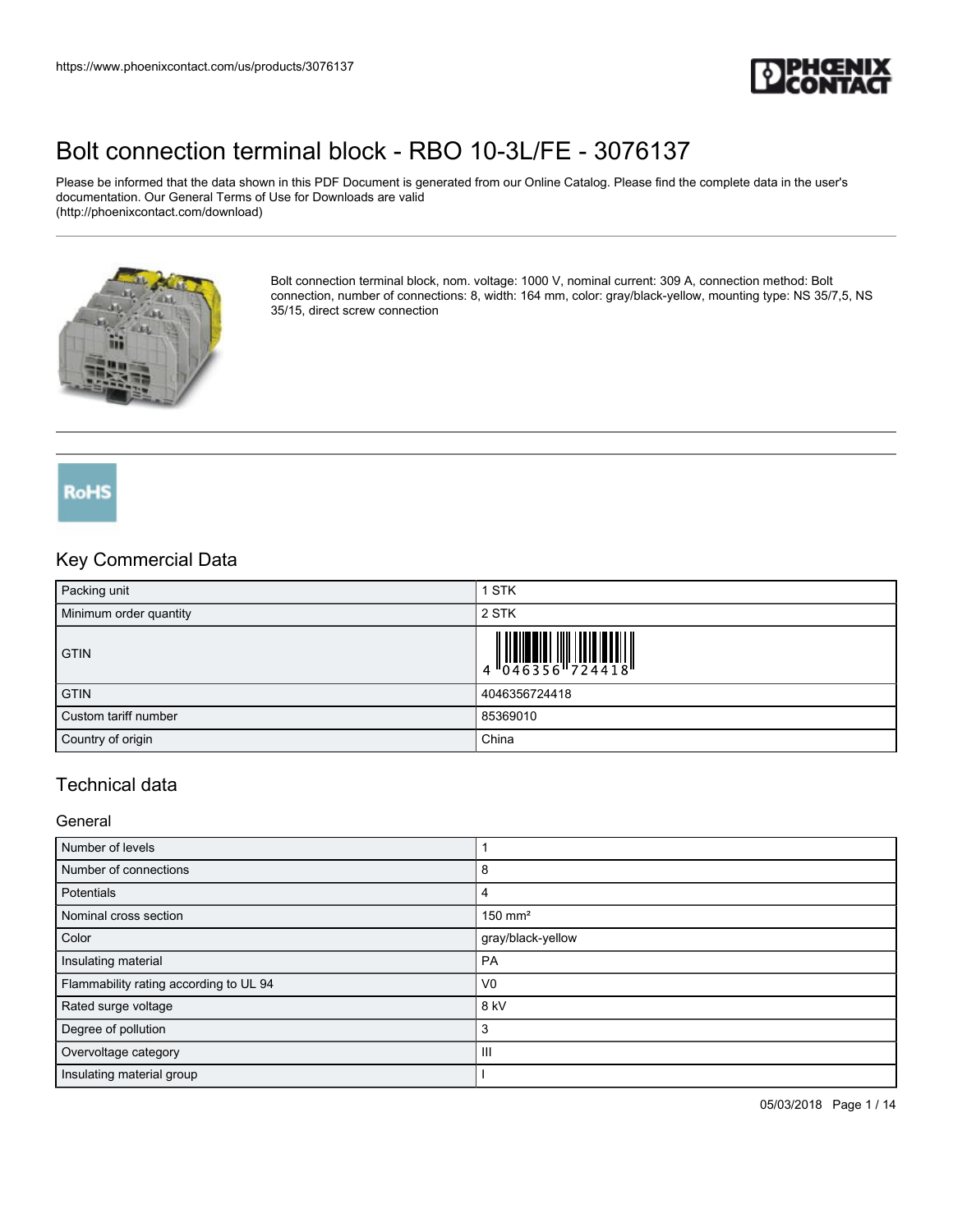# Bolt connection terminal block - RBO 10-3L/FE - 3076137

Please be informed that the data shown in this PDF Document is generated from our Online Catalog. Please find the complete data in the user's documentation. Our General Terms of Use for Downloads are valid (http://phoenixcontact.com/download)

Bolt connection terminal block, nom. voltage: 1000 V, nominal current: 309 A, connection method: Bolt connection, number of connections: 8, width: 164 mm, color: gray/black-yellow, mounting type: NS 35/7,5, NS 35/15, direct screw connection

## Key Commercial Data

| Packing unit | 1 STK |
|---|---|
| Minimum order quantity | 2 STK |
| GTIN | 4 046356 724418 |
| GTIN | 4046356724418 |
| Custom tariff number | 85369010 |
| Country of origin | China |

## Technical data

### General

| Number of levels | 1 |
|---|---|
| Number of connections | 8 |
| Potentials | 4 |
| Nominal cross section | 150 mm² |
| Color | gray/black-yellow |
| Insulating material | PA |
| Flammability rating according to UL 94 | V0 |
| Rated surge voltage | 8 kV |
| Degree of pollution | 3 |
| Overvoltage category | III |
| Insulating material group | I |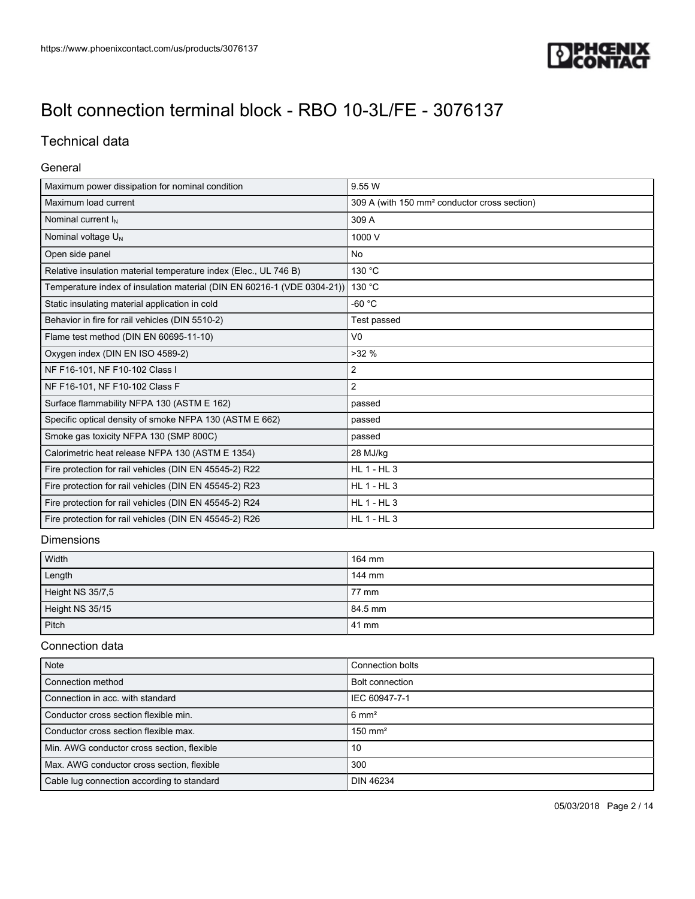# Bolt connection terminal block - RBO 10-3L/FE - 3076137

## Technical data

### General

| | |
|---|---|
| Maximum power dissipation for nominal condition | 9.55 W |
| Maximum load current | 309 A (with 150 mm² conductor cross section) |
| Nominal current $I_N$ | 309 A |
| Nominal voltage $U_N$ | 1000 V |
| Open side panel | No |
| Relative insulation material temperature index (Elec., UL 746 B) | 130 °C |
| Temperature index of insulation material (DIN EN 60216-1 (VDE 0304-21)) | 130 °C |
| Static insulating material application in cold | -60 °C |
| Behavior in fire for rail vehicles (DIN 5510-2) | Test passed |
| Flame test method (DIN EN 60695-11-10) | V0 |
| Oxygen index (DIN EN ISO 4589-2) | >32 % |
| NF F16-101, NF F10-102 Class I | 2 |
| NF F16-101, NF F10-102 Class F | 2 |
| Surface flammability NFPA 130 (ASTM E 162) | passed |
| Specific optical density of smoke NFPA 130 (ASTM E 662) | passed |
| Smoke gas toxicity NFPA 130 (SMP 800C) | passed |
| Calorimetric heat release NFPA 130 (ASTM E 1354) | 28 MJ/kg |
| Fire protection for rail vehicles (DIN EN 45545-2) R22 | HL 1 - HL 3 |
| Fire protection for rail vehicles (DIN EN 45545-2) R23 | HL 1 - HL 3 |
| Fire protection for rail vehicles (DIN EN 45545-2) R24 | HL 1 - HL 3 |
| Fire protection for rail vehicles (DIN EN 45545-2) R26 | HL 1 - HL 3 |

### Dimensions

| | |
|---|---|
| Width | 164 mm |
| Length | 144 mm |
| Height NS 35/7,5 | 77 mm |
| Height NS 35/15 | 84.5 mm |
| Pitch | 41 mm |

### Connection data

| | |
|---|---|
| Note | Connection bolts |
| Connection method | Bolt connection |
| Connection in acc. with standard | IEC 60947-7-1 |
| Conductor cross section flexible min. | 6 mm² |
| Conductor cross section flexible max. | 150 mm² |
| Min. AWG conductor cross section, flexible | 10 |
| Max. AWG conductor cross section, flexible | 300 |
| Cable lug connection according to standard | DIN 46234 |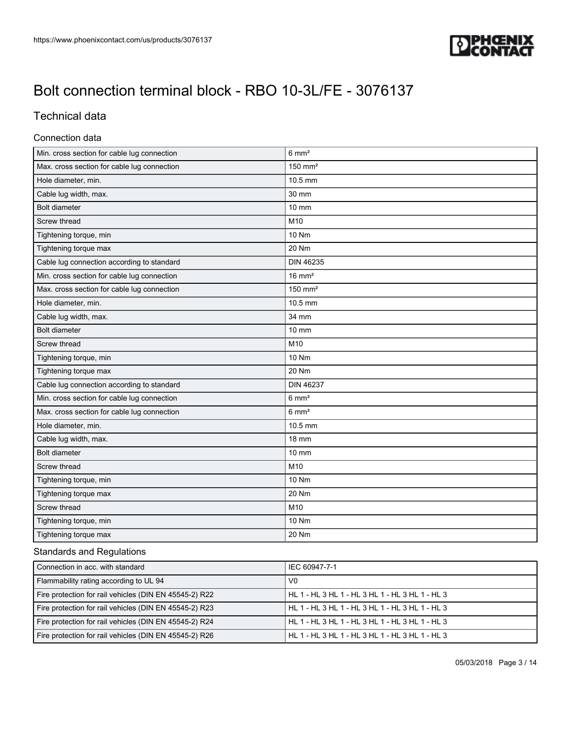# Bolt connection terminal block - RBO 10-3L/FE - 3076137

## Technical data

### Connection data

| | |
|---|---|
| Min. cross section for cable lug connection | 6 mm² |
| Max. cross section for cable lug connection | 150 mm² |
| Hole diameter, min. | 10.5 mm |
| Cable lug width, max. | 30 mm |
| Bolt diameter | 10 mm |
| Screw thread | M10 |
| Tightening torque, min | 10 Nm |
| Tightening torque max | 20 Nm |
| Cable lug connection according to standard | DIN 46235 |
| Min. cross section for cable lug connection | 16 mm² |
| Max. cross section for cable lug connection | 150 mm² |
| Hole diameter, min. | 10.5 mm |
| Cable lug width, max. | 34 mm |
| Bolt diameter | 10 mm |
| Screw thread | M10 |
| Tightening torque, min | 10 Nm |
| Tightening torque max | 20 Nm |
| Cable lug connection according to standard | DIN 46237 |
| Min. cross section for cable lug connection | 6 mm² |
| Max. cross section for cable lug connection | 6 mm² |
| Hole diameter, min. | 10.5 mm |
| Cable lug width, max. | 18 mm |
| Bolt diameter | 10 mm |
| Screw thread | M10 |
| Tightening torque, min | 10 Nm |
| Tightening torque max | 20 Nm |
| Screw thread | M10 |
| Tightening torque, min | 10 Nm |
| Tightening torque max | 20 Nm |

### Standards and Regulations

| | |
|---|---|
| Connection in acc. with standard | IEC 60947-7-1 |
| Flammability rating according to UL 94 | V0 |
| Fire protection for rail vehicles (DIN EN 45545-2) R22 | HL 1 - HL 3 HL 1 - HL 3 HL 1 - HL 3 HL 1 - HL 3 |
| Fire protection for rail vehicles (DIN EN 45545-2) R23 | HL 1 - HL 3 HL 1 - HL 3 HL 1 - HL 3 HL 1 - HL 3 |
| Fire protection for rail vehicles (DIN EN 45545-2) R24 | HL 1 - HL 3 HL 1 - HL 3 HL 1 - HL 3 HL 1 - HL 3 |
| Fire protection for rail vehicles (DIN EN 45545-2) R26 | HL 1 - HL 3 HL 1 - HL 3 HL 1 - HL 3 HL 1 - HL 3 |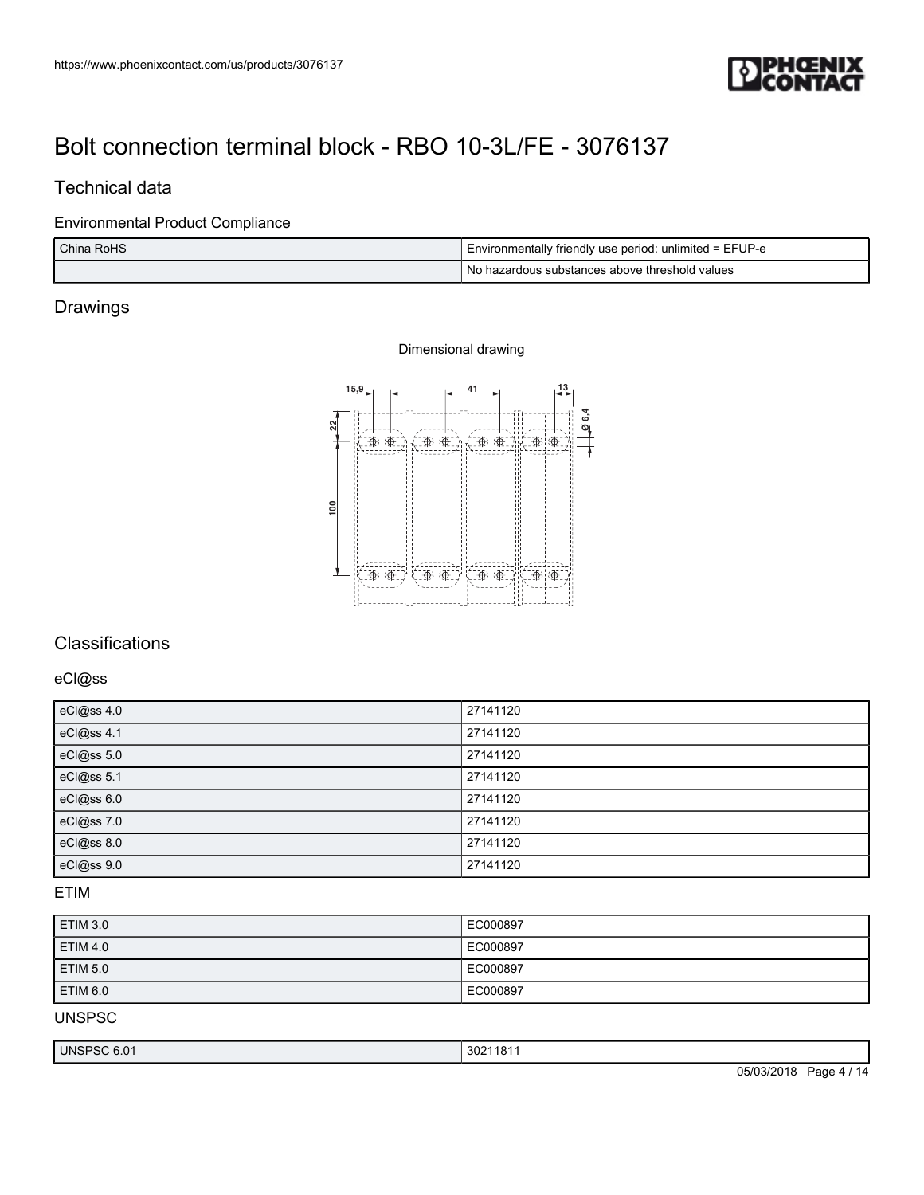# Bolt connection terminal block - RBO 10-3L/FE - 3076137

## Technical data

### Environmental Product Compliance

| China RoHS | Environmentally friendly use period: unlimited = EFUP-e |
|---|---|
| | No hazardous substances above threshold values |

## Drawings

Dimensional drawing

## Classifications

### eCl@ss

| eCl@ss 4.0 | 27141120 |
|---|---|
| eCl@ss 4.1 | 27141120 |
| eCl@ss 5.0 | 27141120 |
| eCl@ss 5.1 | 27141120 |
| eCl@ss 6.0 | 27141120 |
| eCl@ss 7.0 | 27141120 |
| eCl@ss 8.0 | 27141120 |
| eCl@ss 9.0 | 27141120 |

### ETIM

| ETIM 3.0 | EC000897 |
|---|---|
| ETIM 4.0 | EC000897 |
| ETIM 5.0 | EC000897 |
| ETIM 6.0 | EC000897 |

### UNSPSC

| UNSPSC 6.01 | 30211811 |
|---|---|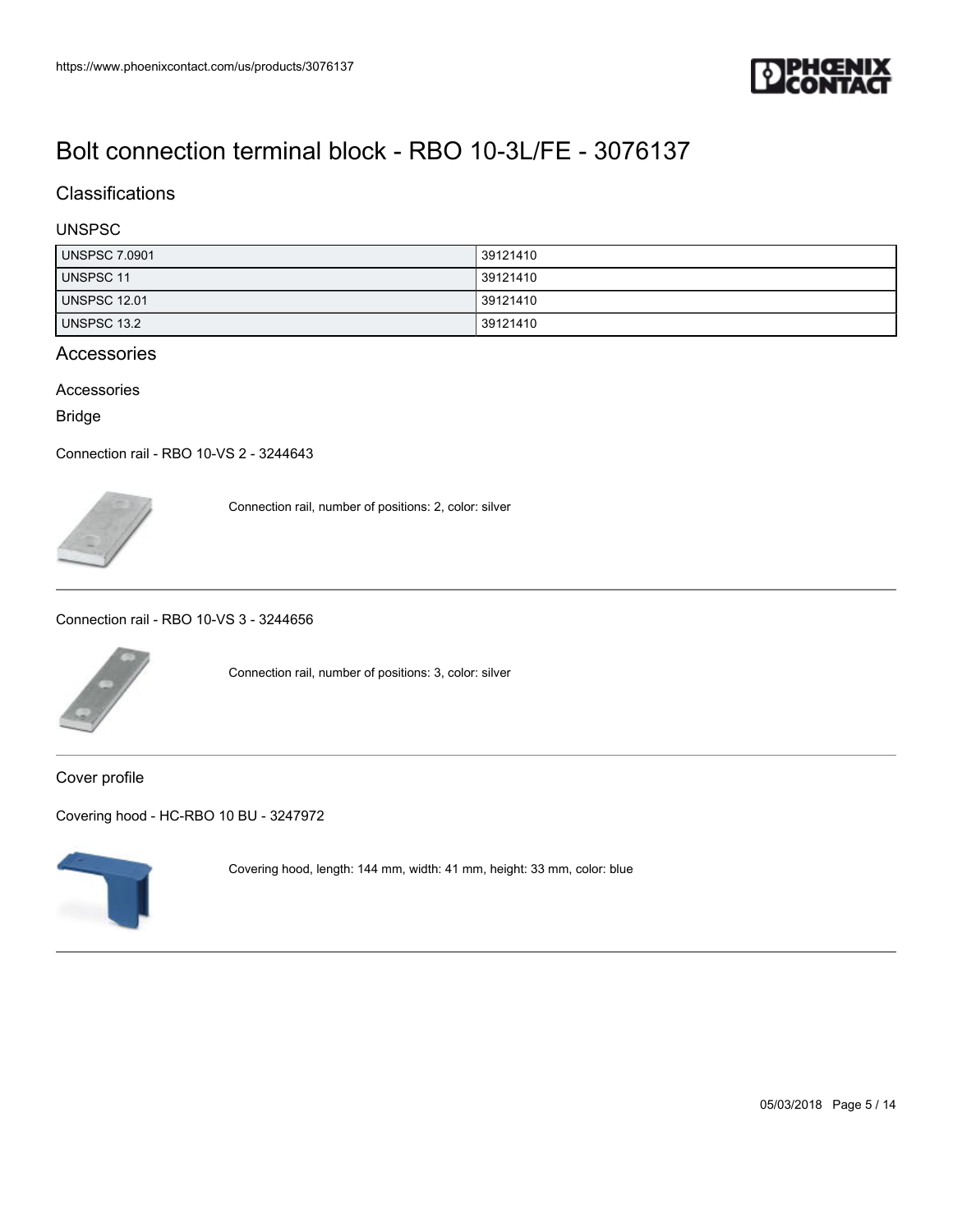# Bolt connection terminal block - RBO 10-3L/FE - 3076137

## Classifications

### UNSPSC

| | |
|---|---|
| UNSPSC 7.0901 | 39121410 |
| UNSPSC 11 | 39121410 |
| UNSPSC 12.01 | 39121410 |
| UNSPSC 13.2 | 39121410 |

## Accessories

### Accessories

#### Bridge

Connection rail - RBO 10-VS 2 - 3244643

Connection rail, number of positions: 2, color: silver

---

Connection rail - RBO 10-VS 3 - 3244656

Connection rail, number of positions: 3, color: silver

---

#### Cover profile

Covering hood - HC-RBO 10 BU - 3247972

Covering hood, length: 144 mm, width: 41 mm, height: 33 mm, color: blue

---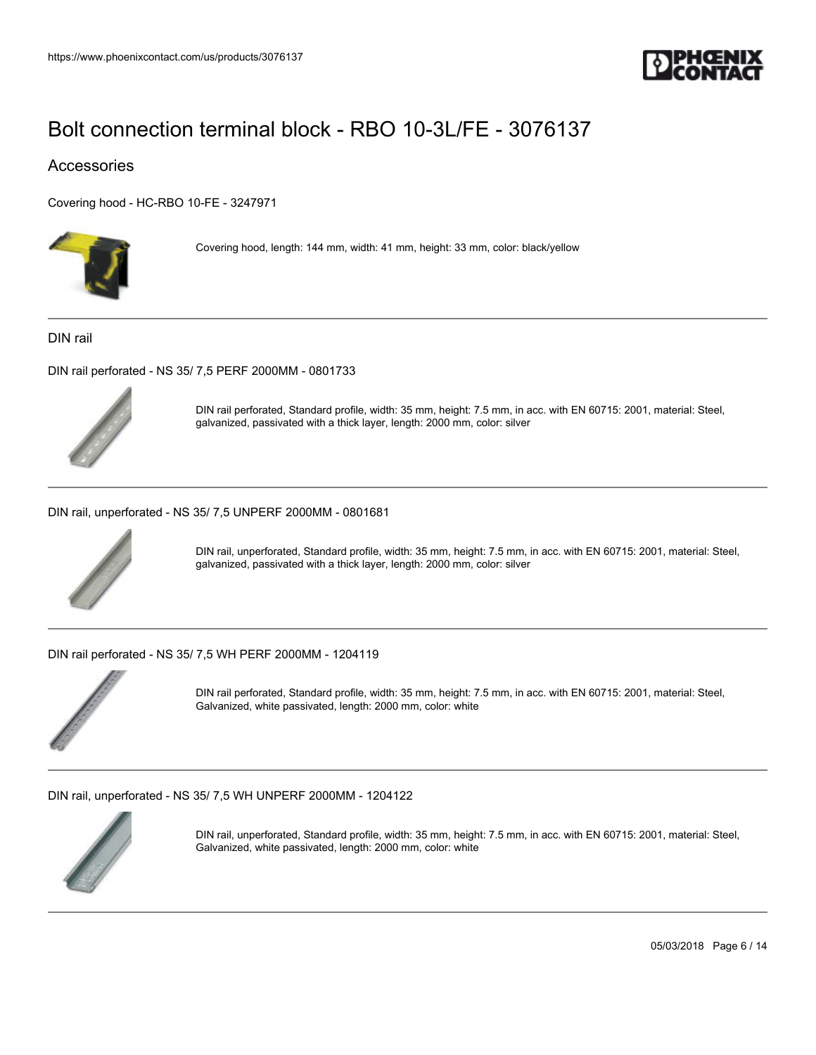# Bolt connection terminal block - RBO 10-3L/FE - 3076137

## Accessories

Covering hood - HC-RBO 10-FE - 3247971

Covering hood, length: 144 mm, width: 41 mm, height: 33 mm, color: black/yellow

---

### DIN rail

DIN rail perforated - NS 35/ 7,5 PERF 2000MM - 0801733

DIN rail perforated, Standard profile, width: 35 mm, height: 7.5 mm, in acc. with EN 60715: 2001, material: Steel, galvanized, passivated with a thick layer, length: 2000 mm, color: silver

---

DIN rail, unperforated - NS 35/ 7,5 UNPERF 2000MM - 0801681

DIN rail, unperforated, Standard profile, width: 35 mm, height: 7.5 mm, in acc. with EN 60715: 2001, material: Steel, galvanized, passivated with a thick layer, length: 2000 mm, color: silver

---

DIN rail perforated - NS 35/ 7,5 WH PERF 2000MM - 1204119

DIN rail perforated, Standard profile, width: 35 mm, height: 7.5 mm, in acc. with EN 60715: 2001, material: Steel, Galvanized, white passivated, length: 2000 mm, color: white

---

DIN rail, unperforated - NS 35/ 7,5 WH UNPERF 2000MM - 1204122

DIN rail, unperforated, Standard profile, width: 35 mm, height: 7.5 mm, in acc. with EN 60715: 2001, material: Steel, Galvanized, white passivated, length: 2000 mm, color: white

---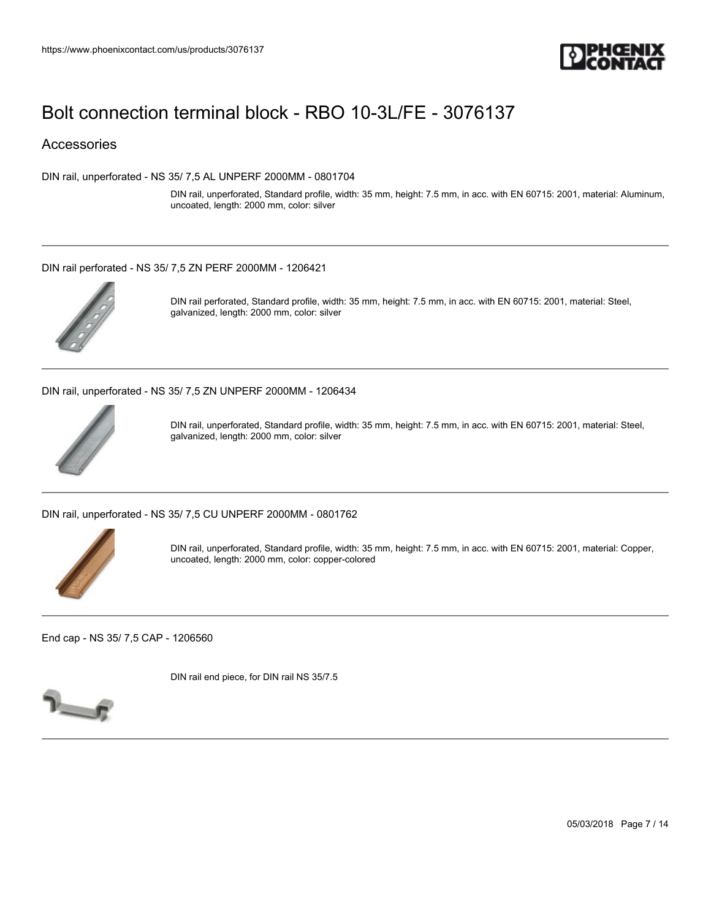# Bolt connection terminal block - RBO 10-3L/FE - 3076137

## Accessories

DIN rail, unperforated - NS 35/ 7,5 AL UNPERF 2000MM - 0801704

DIN rail, unperforated, Standard profile, width: 35 mm, height: 7.5 mm, in acc. with EN 60715: 2001, material: Aluminum, uncoated, length: 2000 mm, color: silver

---

DIN rail perforated - NS 35/ 7,5 ZN PERF 2000MM - 1206421

DIN rail perforated, Standard profile, width: 35 mm, height: 7.5 mm, in acc. with EN 60715: 2001, material: Steel, galvanized, length: 2000 mm, color: silver

---

DIN rail, unperforated - NS 35/ 7,5 ZN UNPERF 2000MM - 1206434

DIN rail, unperforated, Standard profile, width: 35 mm, height: 7.5 mm, in acc. with EN 60715: 2001, material: Steel, galvanized, length: 2000 mm, color: silver

---

DIN rail, unperforated - NS 35/ 7,5 CU UNPERF 2000MM - 0801762

DIN rail, unperforated, Standard profile, width: 35 mm, height: 7.5 mm, in acc. with EN 60715: 2001, material: Copper, uncoated, length: 2000 mm, color: copper-colored

---

End cap - NS 35/ 7,5 CAP - 1206560

DIN rail end piece, for DIN rail NS 35/7.5

---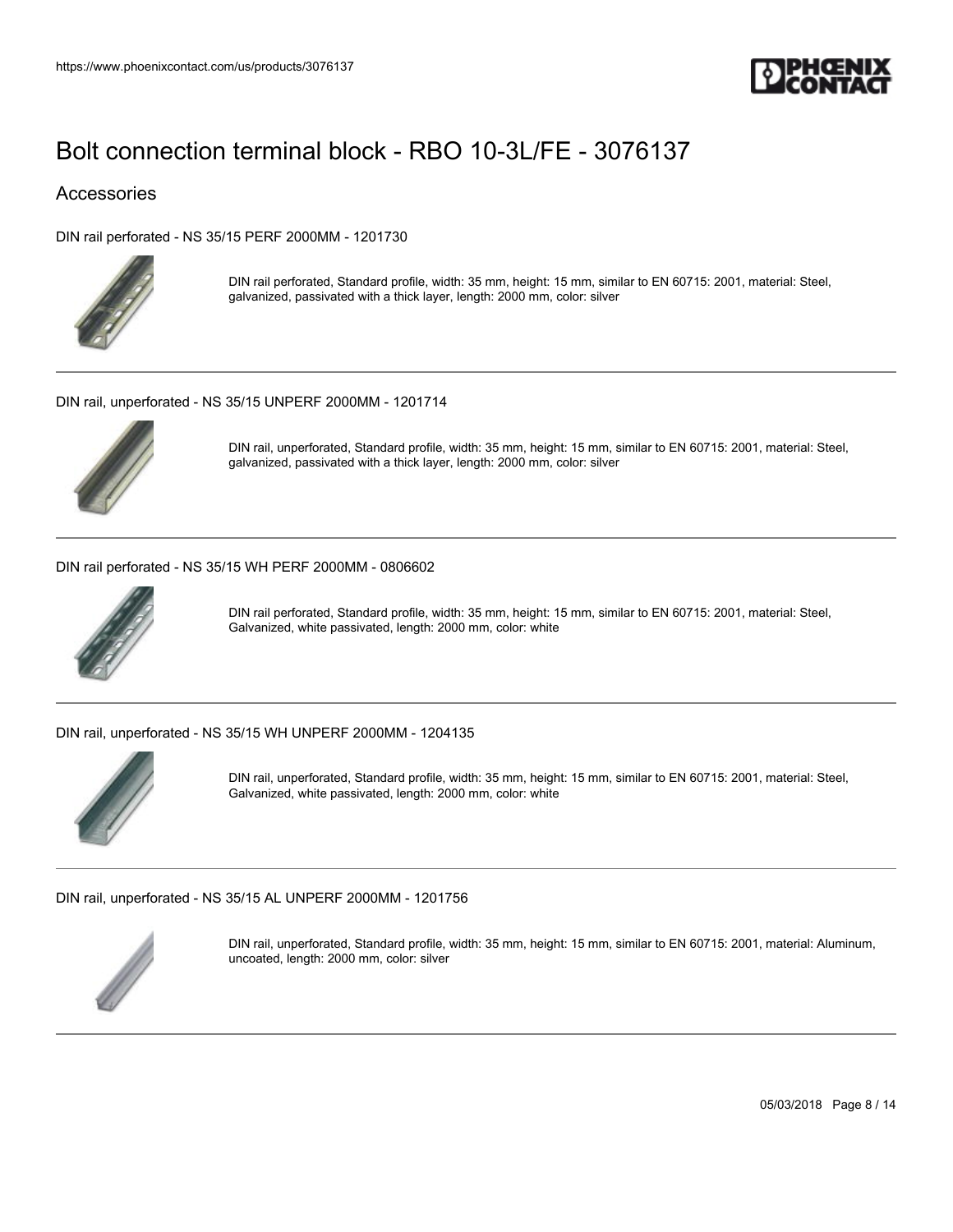# Bolt connection terminal block - RBO 10-3L/FE - 3076137

## Accessories

DIN rail perforated - NS 35/15 PERF 2000MM - 1201730

DIN rail perforated, Standard profile, width: 35 mm, height: 15 mm, similar to EN 60715: 2001, material: Steel, galvanized, passivated with a thick layer, length: 2000 mm, color: silver

---

DIN rail, unperforated - NS 35/15 UNPERF 2000MM - 1201714

DIN rail, unperforated, Standard profile, width: 35 mm, height: 15 mm, similar to EN 60715: 2001, material: Steel, galvanized, passivated with a thick layer, length: 2000 mm, color: silver

---

DIN rail perforated - NS 35/15 WH PERF 2000MM - 0806602

DIN rail perforated, Standard profile, width: 35 mm, height: 15 mm, similar to EN 60715: 2001, material: Steel, Galvanized, white passivated, length: 2000 mm, color: white

---

DIN rail, unperforated - NS 35/15 WH UNPERF 2000MM - 1204135

DIN rail, unperforated, Standard profile, width: 35 mm, height: 15 mm, similar to EN 60715: 2001, material: Steel, Galvanized, white passivated, length: 2000 mm, color: white

---

DIN rail, unperforated - NS 35/15 AL UNPERF 2000MM - 1201756

DIN rail, unperforated, Standard profile, width: 35 mm, height: 15 mm, similar to EN 60715: 2001, material: Aluminum, uncoated, length: 2000 mm, color: silver

---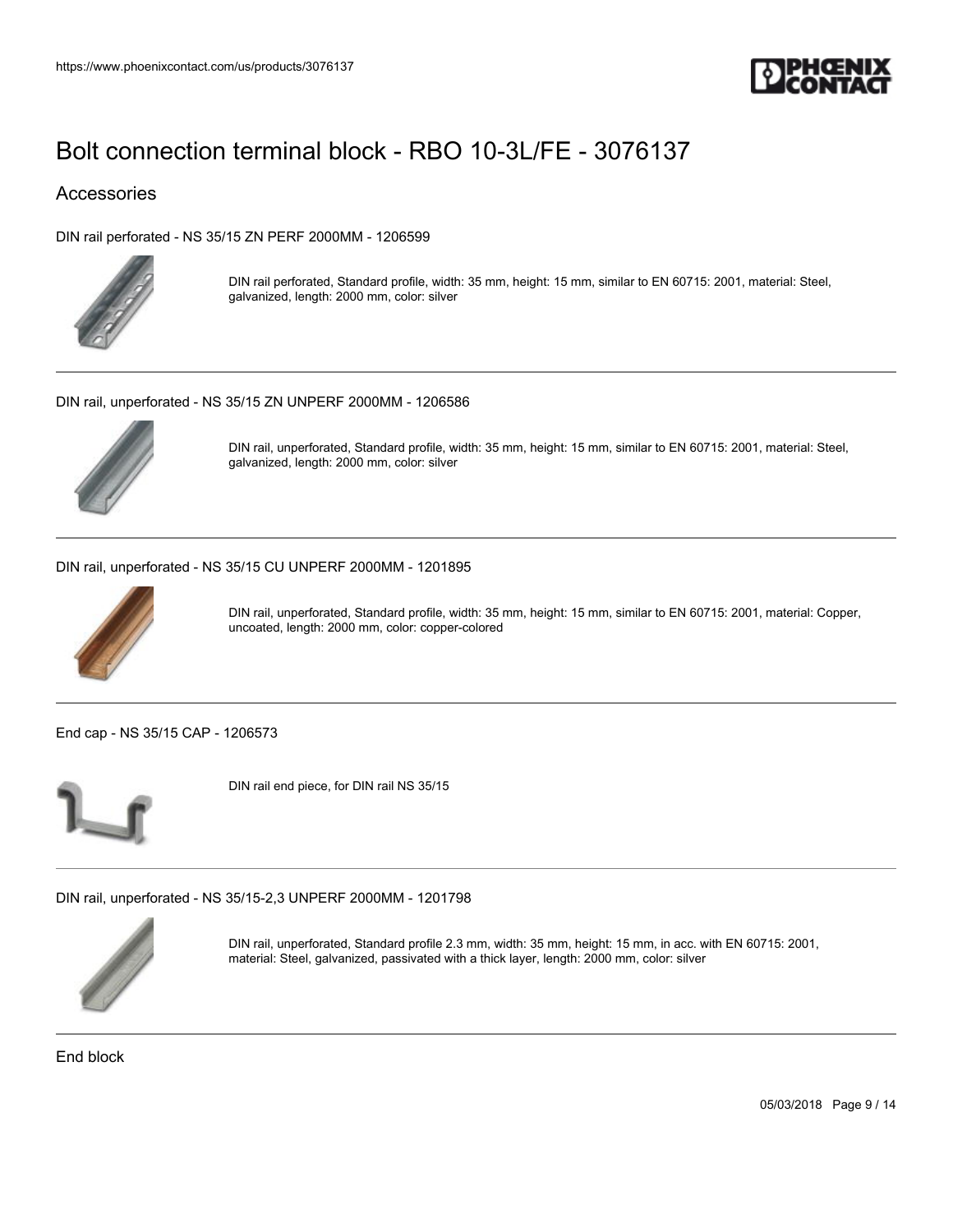## Accessories

DIN rail perforated - NS 35/15 ZN PERF 2000MM - 1206599

DIN rail perforated, Standard profile, width: 35 mm, height: 15 mm, similar to EN 60715: 2001, material: Steel, galvanized, length: 2000 mm, color: silver

---

DIN rail, unperforated - NS 35/15 ZN UNPERF 2000MM - 1206586

DIN rail, unperforated, Standard profile, width: 35 mm, height: 15 mm, similar to EN 60715: 2001, material: Steel, galvanized, length: 2000 mm, color: silver

---

DIN rail, unperforated - NS 35/15 CU UNPERF 2000MM - 1201895

DIN rail, unperforated, Standard profile, width: 35 mm, height: 15 mm, similar to EN 60715: 2001, material: Copper, uncoated, length: 2000 mm, color: copper-colored

---

End cap - NS 35/15 CAP - 1206573

DIN rail end piece, for DIN rail NS 35/15

---

DIN rail, unperforated - NS 35/15-2,3 UNPERF 2000MM - 1201798

DIN rail, unperforated, Standard profile 2.3 mm, width: 35 mm, height: 15 mm, in acc. with EN 60715: 2001, material: Steel, galvanized, passivated with a thick layer, length: 2000 mm, color: silver

---

End block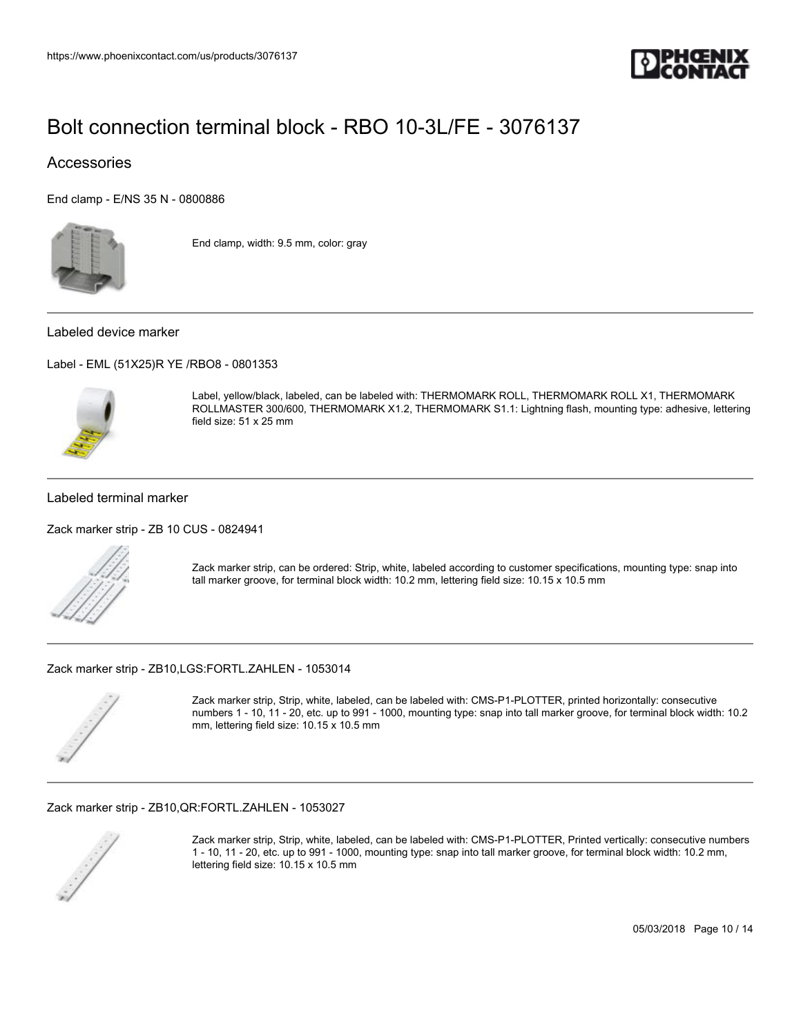# Bolt connection terminal block - RBO 10-3L/FE - 3076137

## Accessories

End clamp - E/NS 35 N - 0800886

End clamp, width: 9.5 mm, color: gray

---

Labeled device marker

Label - EML (51X25)R YE /RBO8 - 0801353

Label, yellow/black, labeled, can be labeled with: THERMOMARK ROLL, THERMOMARK ROLL X1, THERMOMARK ROLLMASTER 300/600, THERMOMARK X1.2, THERMOMARK S1.1: Lightning flash, mounting type: adhesive, lettering field size: 51 x 25 mm

---

Labeled terminal marker

Zack marker strip - ZB 10 CUS - 0824941

Zack marker strip, can be ordered: Strip, white, labeled according to customer specifications, mounting type: snap into tall marker groove, for terminal block width: 10.2 mm, lettering field size: 10.15 x 10.5 mm

---

Zack marker strip - ZB10,LGS:FORTL.ZAHLEN - 1053014

Zack marker strip, Strip, white, labeled, can be labeled with: CMS-P1-PLOTTER, printed horizontally: consecutive numbers 1 - 10, 11 - 20, etc. up to 991 - 1000, mounting type: snap into tall marker groove, for terminal block width: 10.2 mm, lettering field size: 10.15 x 10.5 mm

---

Zack marker strip - ZB10,QR:FORTL.ZAHLEN - 1053027

Zack marker strip, Strip, white, labeled, can be labeled with: CMS-P1-PLOTTER, Printed vertically: consecutive numbers 1 - 10, 11 - 20, etc. up to 991 - 1000, mounting type: snap into tall marker groove, for terminal block width: 10.2 mm, lettering field size: 10.15 x 10.5 mm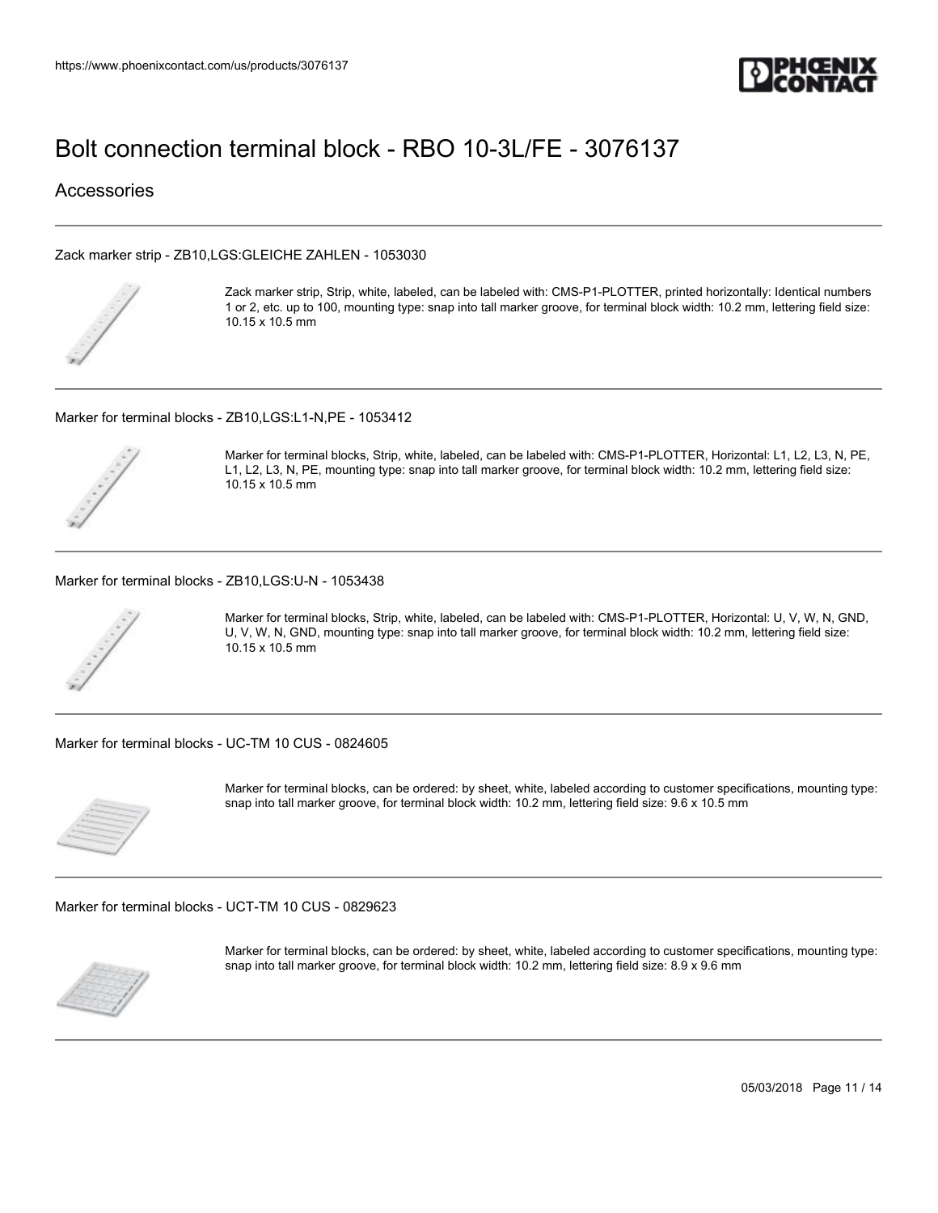# Bolt connection terminal block - RBO 10-3L/FE - 3076137

## Accessories

Zack marker strip - ZB10,LGS:GLEICHE ZAHLEN - 1053030

Zack marker strip, Strip, white, labeled, can be labeled with: CMS-P1-PLOTTER, printed horizontally: Identical numbers 1 or 2, etc. up to 100, mounting type: snap into tall marker groove, for terminal block width: 10.2 mm, lettering field size: 10.15 x 10.5 mm

Marker for terminal blocks - ZB10,LGS:L1-N,PE - 1053412

Marker for terminal blocks, Strip, white, labeled, can be labeled with: CMS-P1-PLOTTER, Horizontal: L1, L2, L3, N, PE, L1, L2, L3, N, PE, mounting type: snap into tall marker groove, for terminal block width: 10.2 mm, lettering field size: 10.15 x 10.5 mm

Marker for terminal blocks - ZB10,LGS:U-N - 1053438

Marker for terminal blocks, Strip, white, labeled, can be labeled with: CMS-P1-PLOTTER, Horizontal: U, V, W, N, GND, U, V, W, N, GND, mounting type: snap into tall marker groove, for terminal block width: 10.2 mm, lettering field size: 10.15 x 10.5 mm

Marker for terminal blocks - UC-TM 10 CUS - 0824605

Marker for terminal blocks, can be ordered: by sheet, white, labeled according to customer specifications, mounting type: snap into tall marker groove, for terminal block width: 10.2 mm, lettering field size: 9.6 x 10.5 mm

Marker for terminal blocks - UCT-TM 10 CUS - 0829623

Marker for terminal blocks, can be ordered: by sheet, white, labeled according to customer specifications, mounting type: snap into tall marker groove, for terminal block width: 10.2 mm, lettering field size: 8.9 x 9.6 mm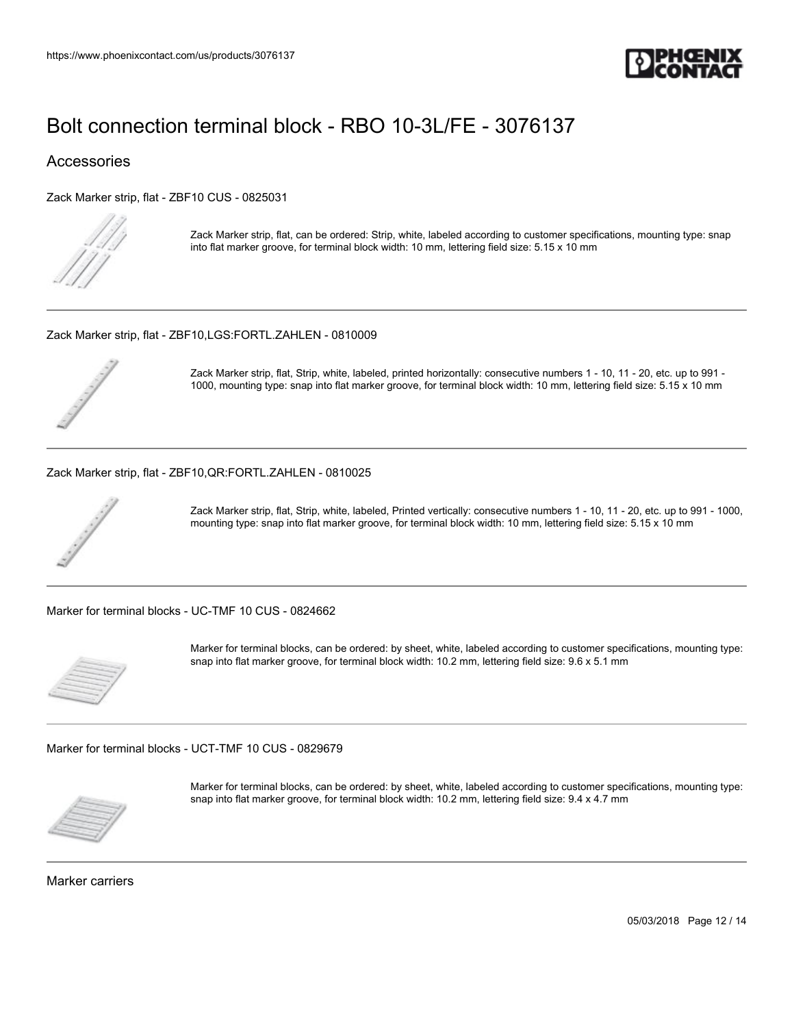# Bolt connection terminal block - RBO 10-3L/FE - 3076137

## Accessories

Zack Marker strip, flat - ZBF10 CUS - 0825031

Zack Marker strip, flat, can be ordered: Strip, white, labeled according to customer specifications, mounting type: snap into flat marker groove, for terminal block width: 10 mm, lettering field size: 5.15 x 10 mm

---

Zack Marker strip, flat - ZBF10,LGS:FORTL.ZAHLEN - 0810009

Zack Marker strip, flat, Strip, white, labeled, printed horizontally: consecutive numbers 1 - 10, 11 - 20, etc. up to 991 - 1000, mounting type: snap into flat marker groove, for terminal block width: 10 mm, lettering field size: 5.15 x 10 mm

---

Zack Marker strip, flat - ZBF10,QR:FORTL.ZAHLEN - 0810025

Zack Marker strip, flat, Strip, white, labeled, Printed vertically: consecutive numbers 1 - 10, 11 - 20, etc. up to 991 - 1000, mounting type: snap into flat marker groove, for terminal block width: 10 mm, lettering field size: 5.15 x 10 mm

---

Marker for terminal blocks - UC-TMF 10 CUS - 0824662

Marker for terminal blocks, can be ordered: by sheet, white, labeled according to customer specifications, mounting type: snap into flat marker groove, for terminal block width: 10.2 mm, lettering field size: 9.6 x 5.1 mm

---

Marker for terminal blocks - UCT-TMF 10 CUS - 0829679

Marker for terminal blocks, can be ordered: by sheet, white, labeled according to customer specifications, mounting type: snap into flat marker groove, for terminal block width: 10.2 mm, lettering field size: 9.4 x 4.7 mm

---

Marker carriers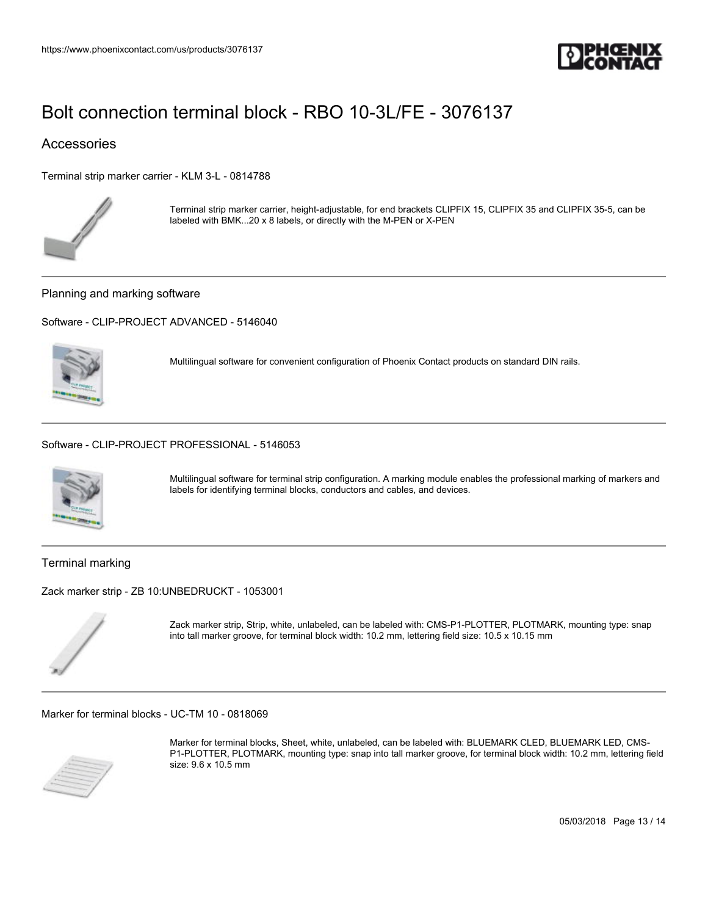# Bolt connection terminal block - RBO 10-3L/FE - 3076137

## Accessories

Terminal strip marker carrier - KLM 3-L - 0814788

Terminal strip marker carrier, height-adjustable, for end brackets CLIPFIX 15, CLIPFIX 35 and CLIPFIX 35-5, can be labeled with BMK...20 x 8 labels, or directly with the M-PEN or X-PEN

---

Planning and marking software

Software - CLIP-PROJECT ADVANCED - 5146040

Multilingual software for convenient configuration of Phoenix Contact products on standard DIN rails.

---

Software - CLIP-PROJECT PROFESSIONAL - 5146053

Multilingual software for terminal strip configuration. A marking module enables the professional marking of markers and labels for identifying terminal blocks, conductors and cables, and devices.

---

Terminal marking

Zack marker strip - ZB 10:UNBEDRUCKT - 1053001

Zack marker strip, Strip, white, unlabeled, can be labeled with: CMS-P1-PLOTTER, PLOTMARK, mounting type: snap into tall marker groove, for terminal block width: 10.2 mm, lettering field size: 10.5 x 10.15 mm

---

Marker for terminal blocks - UC-TM 10 - 0818069

Marker for terminal blocks, Sheet, white, unlabeled, can be labeled with: BLUEMARK CLED, BLUEMARK LED, CMS-P1-PLOTTER, PLOTMARK, mounting type: snap into tall marker groove, for terminal block width: 10.2 mm, lettering field size: 9.6 x 10.5 mm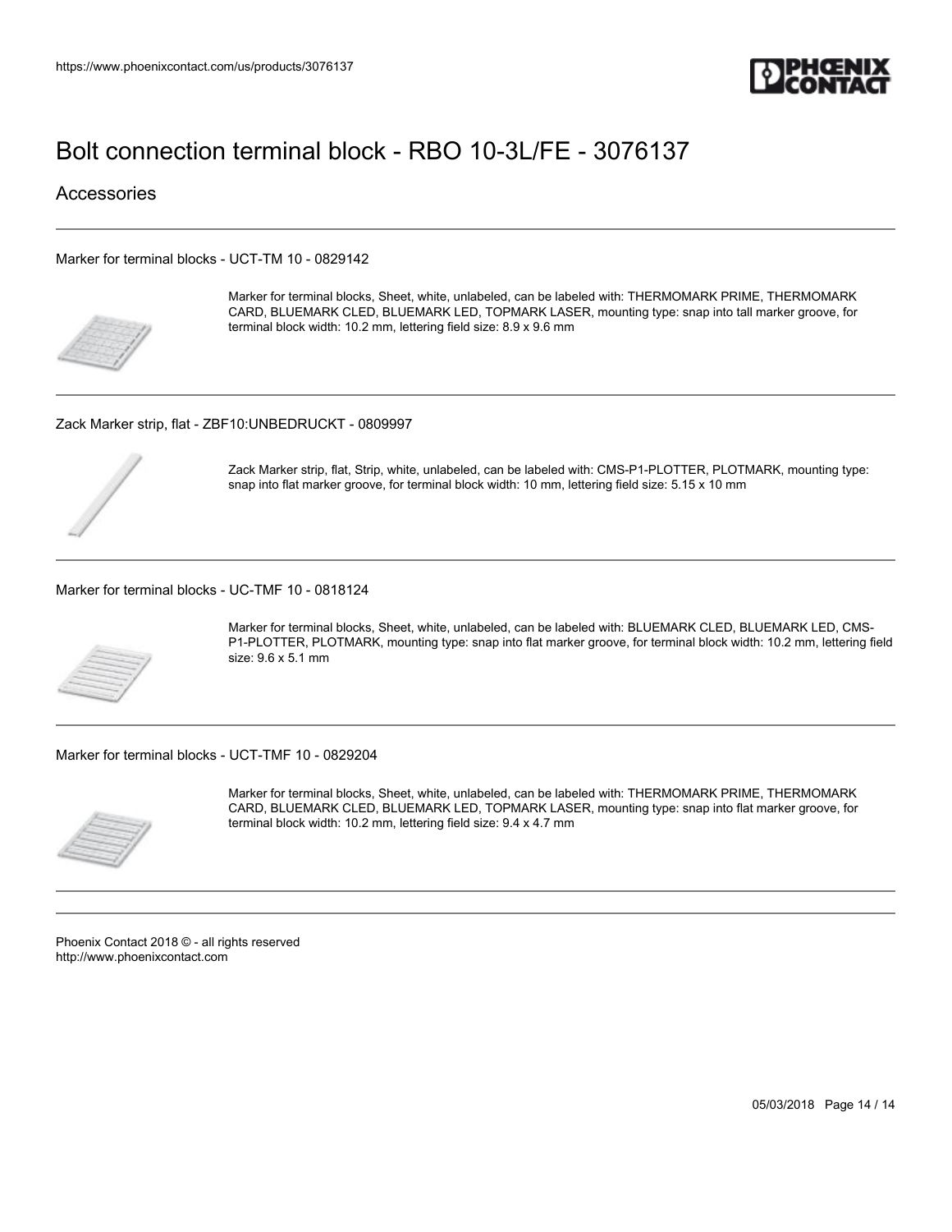# Bolt connection terminal block - RBO 10-3L/FE - 3076137

## Accessories

Marker for terminal blocks - UCT-TM 10 - 0829142

Marker for terminal blocks, Sheet, white, unlabeled, can be labeled with: THERMOMARK PRIME, THERMOMARK CARD, BLUEMARK CLED, BLUEMARK LED, TOPMARK LASER, mounting type: snap into tall marker groove, for terminal block width: 10.2 mm, lettering field size: 8.9 x 9.6 mm

Zack Marker strip, flat - ZBF10:UNBEDRUCKT - 0809997

Zack Marker strip, flat, Strip, white, unlabeled, can be labeled with: CMS-P1-PLOTTER, PLOTMARK, mounting type: snap into flat marker groove, for terminal block width: 10 mm, lettering field size: 5.15 x 10 mm

Marker for terminal blocks - UC-TMF 10 - 0818124

Marker for terminal blocks, Sheet, white, unlabeled, can be labeled with: BLUEMARK CLED, BLUEMARK LED, CMS-P1-PLOTTER, PLOTMARK, mounting type: snap into flat marker groove, for terminal block width: 10.2 mm, lettering field size: 9.6 x 5.1 mm

Marker for terminal blocks - UCT-TMF 10 - 0829204

Marker for terminal blocks, Sheet, white, unlabeled, can be labeled with: THERMOMARK PRIME, THERMOMARK CARD, BLUEMARK CLED, BLUEMARK LED, TOPMARK LASER, mounting type: snap into flat marker groove, for terminal block width: 10.2 mm, lettering field size: 9.4 x 4.7 mm